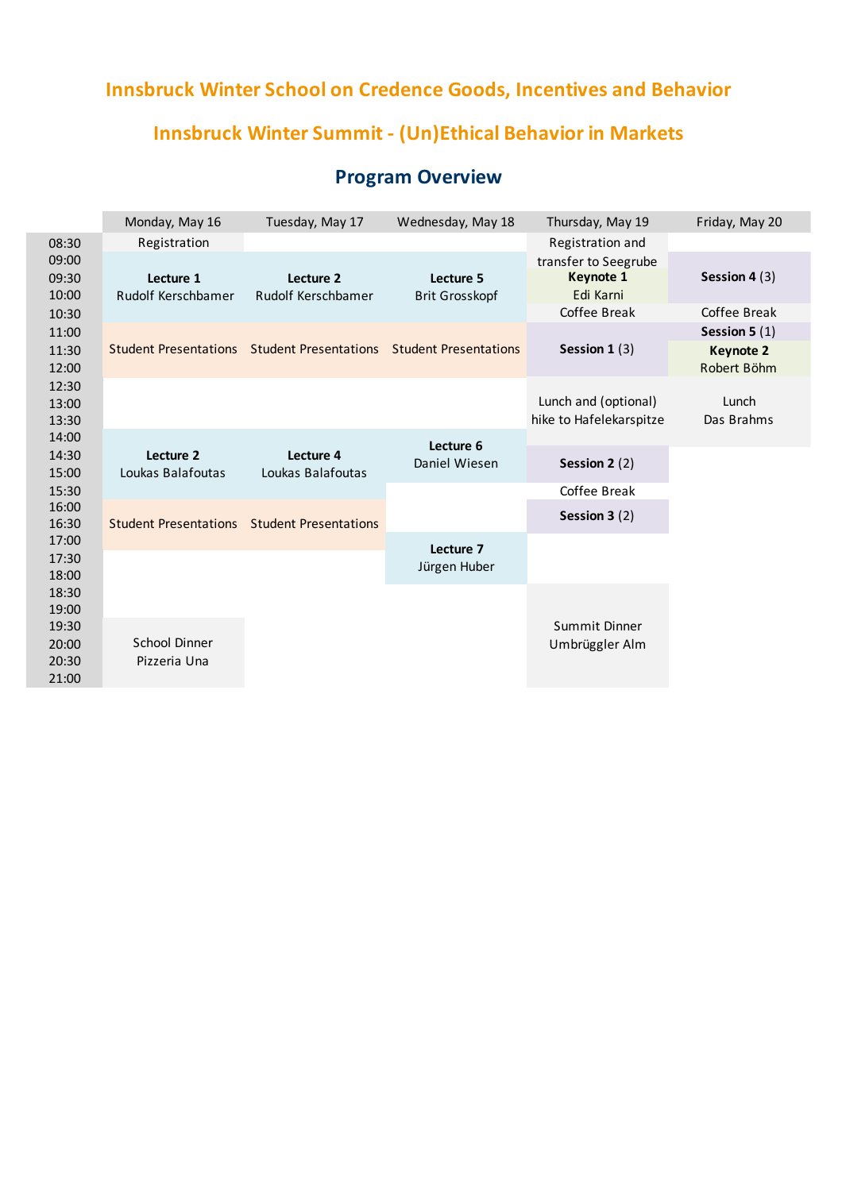## Innsbruck Winter School on Credence Goods, Incentives and Behavior

## Innsbruck Winter Summit - (Un)Ethical Behavior in Markets

### Program Overview

| | Monday, May 16 | Tuesday, May 17 | Wednesday, May 18 | Thursday, May 19 | Friday, May 20 |
|---|---|---|---|---|---|
| 08:30 | Registration | | | Registration and transfer to Seegrube | |
| 09:00 | **Lecture 1** Rudolf Kerschbamer | **Lecture 2** Rudolf Kerschbamer | **Lecture 5** Brit Grosskopf | | **Session 4** (3) |
| 09:30 | | | | **Keynote 1** Edi Karni | |
| 10:00 | | | | | |
| 10:30 | | | | Coffee Break | Coffee Break |
| 11:00 | Student Presentations | Student Presentations | Student Presentations | **Session 1** (3) | **Session 5** (1) |
| 11:30 | | | | | **Keynote 2** Robert Böhm |
| 12:00 | | | | | |
| 12:30 | | | | Lunch and (optional) hike to Hafelekarspitze | Lunch Das Brahms |
| 13:00 | | | | | |
| 13:30 | | | | | |
| 14:00 | **Lecture 2** Loukas Balafoutas | **Lecture 4** Loukas Balafoutas | **Lecture 6** Daniel Wiesen | | |
| 14:30 | | | | **Session 2** (2) | |
| 15:00 | | | | | |
| 15:30 | | | | Coffee Break | |
| 16:00 | Student Presentations | Student Presentations | | **Session 3** (2) | |
| 16:30 | | | | | |
| 17:00 | | | **Lecture 7** Jürgen Huber | | |
| 17:30 | | | | | |
| 18:00 | | | | | |
| 18:30 | | | | Summit Dinner Umbrüggler Alm | |
| 19:00 | | | | | |
| 19:30 | School Dinner Pizzeria Una | | | | |
| 20:00 | | | | | |
| 20:30 | | | | | |
| 21:00 | | | | | |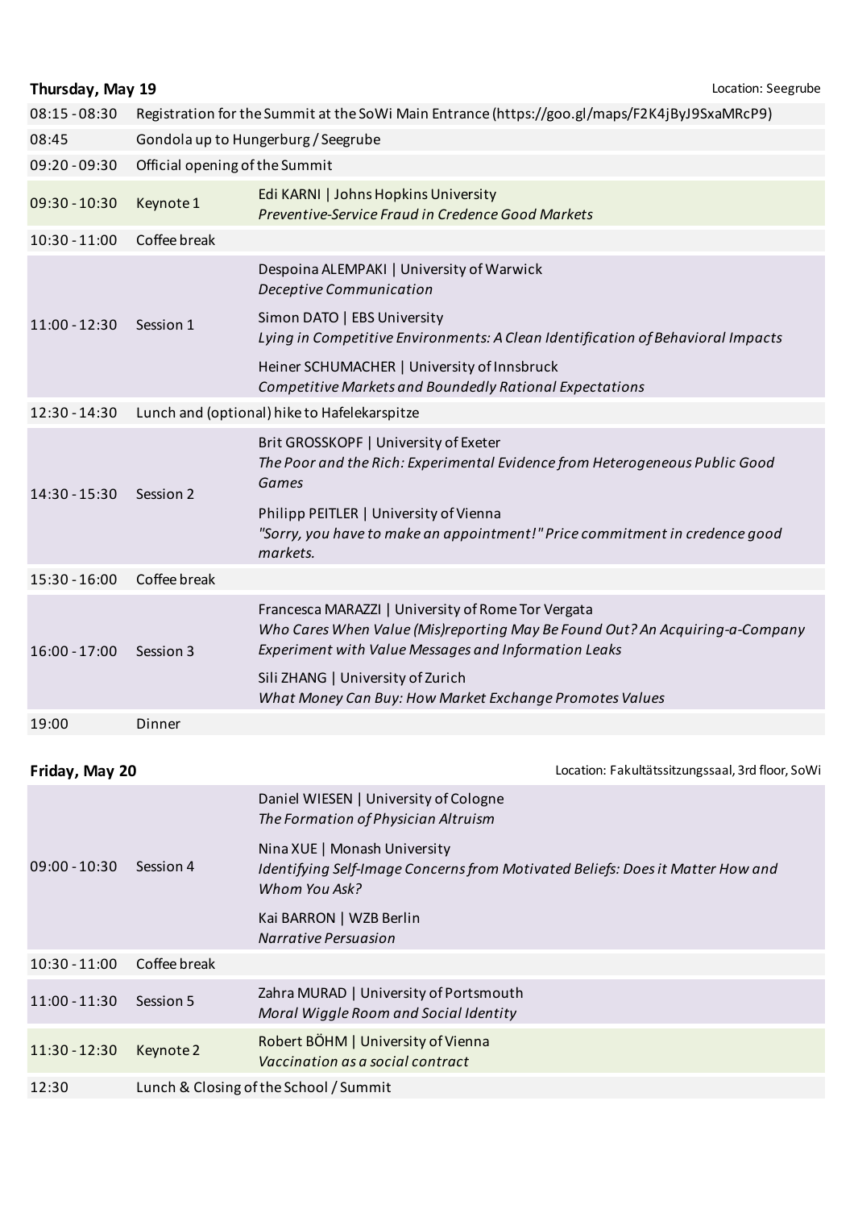**Thursday, May 19** Location: Seegrube

| | | |
|---|---|---|
| 08:15 - 08:30 | Registration for the Summit at the SoWi Main Entrance (https://goo.gl/maps/F2K4jByJ9SxaMRcP9) | |
| 08:45 | Gondola up to Hungerburg / Seegrube | |
| 09:20 - 09:30 | Official opening of the Summit | |
| 09:30 - 10:30 | Keynote 1 | Edi KARNI \| Johns Hopkins University<br>*Preventive-Service Fraud in Credence Good Markets* |
| 10:30 - 11:00 | Coffee break | |
| 11:00 - 12:30 | Session 1 | Despoina ALEMPAKI \| University of Warwick<br>*Deceptive Communication*<br>Simon DATO \| EBS University<br>*Lying in Competitive Environments: A Clean Identification of Behavioral Impacts*<br>Heiner SCHUMACHER \| University of Innsbruck<br>*Competitive Markets and Boundedly Rational Expectations* |
| 12:30 - 14:30 | Lunch and (optional) hike to Hafelekarspitze | |
| 14:30 - 15:30 | Session 2 | Brit GROSSKOPF \| University of Exeter<br>*The Poor and the Rich: Experimental Evidence from Heterogeneous Public Good Games*<br>Philipp PEITLER \| University of Vienna<br>*"Sorry, you have to make an appointment!" Price commitment in credence good markets.* |
| 15:30 - 16:00 | Coffee break | |
| 16:00 - 17:00 | Session 3 | Francesca MARAZZI \| University of Rome Tor Vergata<br>*Who Cares When Value (Mis)reporting May Be Found Out? An Acquiring-a-Company Experiment with Value Messages and Information Leaks*<br>Sili ZHANG \| University of Zurich<br>*What Money Can Buy: How Market Exchange Promotes Values* |
| 19:00 | Dinner | |

**Friday, May 20** Location: Fakultätssitzungssaal, 3rd floor, SoWi

| | | |
|---|---|---|
| 09:00 - 10:30 | Session 4 | Daniel WIESEN \| University of Cologne<br>*The Formation of Physician Altruism*<br>Nina XUE \| Monash University<br>*Identifying Self-Image Concerns from Motivated Beliefs: Does it Matter How and Whom You Ask?*<br>Kai BARRON \| WZB Berlin<br>*Narrative Persuasion* |
| 10:30 - 11:00 | Coffee break | |
| 11:00 - 11:30 | Session 5 | Zahra MURAD \| University of Portsmouth<br>*Moral Wiggle Room and Social Identity* |
| 11:30 - 12:30 | Keynote 2 | Robert BÖHM \| University of Vienna<br>*Vaccination as a social contract* |
| 12:30 | Lunch & Closing of the School / Summit | |